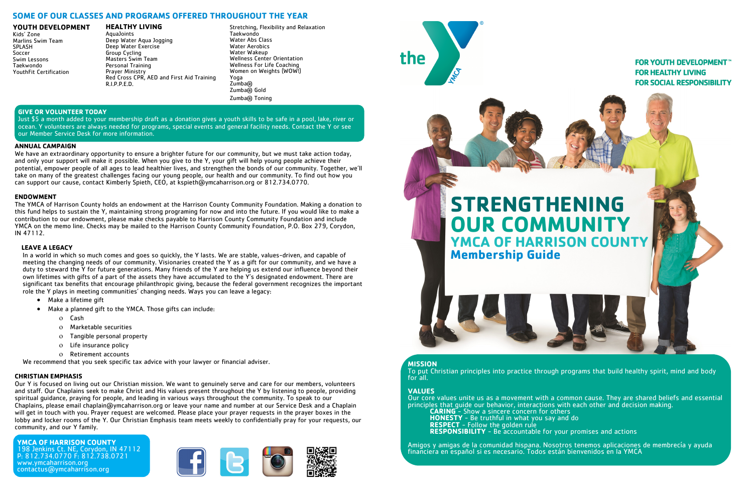## SOME OF OUR CLASSES AND PROGRAMS OFFERED THROUGHOUT THE YEAR

### YOUTH DEVELOPMENT

Kids' Zone
Marlins Swim Team
SPLASH
Soccer
Swim Lessons
Taekwondo
YouthFit Certification

### HEALTHY LIVING

AquaJoints
Deep Water Aqua Jogging
Deep Water Exercise
Group Cycling
Masters Swim Team
Personal Training
Prayer Ministry
Red Cross CPR, AED and First Aid Training
R.I.P.P.E.D.
Stretching, Flexibility and Relaxation
Taekwondo
Water Abs Class
Water Aerobics
Water Wakeup
Wellness Center Orientation
Wellness For Life Coaching
Women on Weights (WOW!)
Yoga
Zumba®
Zumba® Gold
Zumba® Toning

### GIVE OR VOLUNTEER TODAY

Just $5 a month added to your membership draft as a donation gives a youth skills to be safe in a pool, lake, river or ocean. Y volunteers are always needed for programs, special events and general facility needs. Contact the Y or see our Member Service Desk for more information.

### ANNUAL CAMPAIGN

We have an extraordinary opportunity to ensure a brighter future for our community, but we must take action today, and only your support will make it possible. When you give to the Y, your gift will help young people achieve their potential, empower people of all ages to lead healthier lives, and strengthen the bonds of our community. Together, we'll take on many of the greatest challenges facing our young people, our health and our community. To find out how you can support our cause, contact Kimberly Spieth, CEO, at kspieth@ymcaharrison.org or 812.734.0770.

### ENDOWMENT

The YMCA of Harrison County holds an endowment at the Harrison County Community Foundation. Making a donation to this fund helps to sustain the Y, maintaining strong programing for now and into the future. If you would like to make a contribution to our endowment, please make checks payable to Harrison County Community Foundation and include YMCA on the memo line. Checks may be mailed to the Harrison County Community Foundation, P.O. Box 279, Corydon, IN 47112.

### LEAVE A LEGACY

In a world in which so much comes and goes so quickly, the Y lasts. We are stable, values-driven, and capable of meeting the changing needs of our community. Visionaries created the Y as a gift for our community, and we have a duty to steward the Y for future generations. Many friends of the Y are helping us extend our influence beyond their own lifetimes with gifts of a part of the assets they have accumulated to the Y's designated endowment. There are significant tax benefits that encourage philanthropic giving, because the federal government recognizes the important role the Y plays in meeting communities' changing needs. Ways you can leave a legacy:

- Make a lifetime gift
- Make a planned gift to the YMCA. Those gifts can include:
  - Cash
  - Marketable securities
  - Tangible personal property
  - Life insurance policy
  - Retirement accounts

We recommend that you seek specific tax advice with your lawyer or financial adviser.

### CHRISTIAN EMPHASIS

Our Y is focused on living out our Christian mission. We want to genuinely serve and care for our members, volunteers and staff. Our Chaplains seek to make Christ and His values present throughout the Y by listening to people, providing spiritual guidance, praying for people, and leading in various ways throughout the community. To speak to our Chaplains, please email chaplain@ymcaharrison.org or leave your name and number at our Service Desk and a Chaplain will get in touch with you. Prayer request are welcomed. Please place your prayer requests in the prayer boxes in the lobby and locker rooms of the Y. Our Christian Emphasis team meets weekly to confidentially pray for your requests, our community, and our Y family.

**YMCA OF HARRISON COUNTY**
198 Jenkins Ct. NE, Corydon, IN 47112
P: 812.734.0770 F: 812.738.0721
www.ymcaharrison.org
contactus@ymcaharrison.org

the YMCA

**FOR YOUTH DEVELOPMENT™**
**FOR HEALTHY LIVING**
**FOR SOCIAL RESPONSIBILITY**

# STRENGTHENING OUR COMMUNITY

## YMCA OF HARRISON COUNTY

## Membership Guide

### MISSION

To put Christian principles into practice through programs that build healthy spirit, mind and body for all.

### VALUES

Our core values unite us as a movement with a common cause. They are shared beliefs and essential principles that guide our behavior, interactions with each other and decision making.

**CARING** - Show a sincere concern for others
**HONESTY** - Be truthful in what you say and do
**RESPECT** - Follow the golden rule
**RESPONSIBILITY** - Be accountable for your promises and actions

Amigos y amigas de la comunidad hispana. Nosotros tenemos aplicaciones de membrecía y ayuda financiera en español si es necesario. Todos están bienvenidos en la YMCA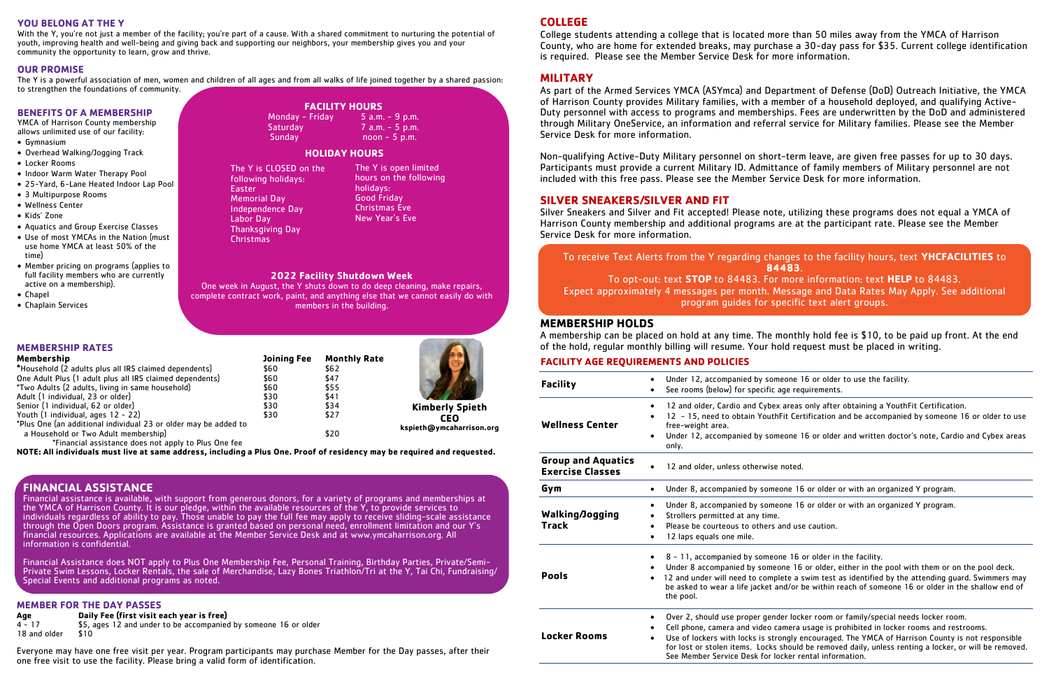## YOU BELONG AT THE Y

With the Y, you're not just a member of the facility; you're part of a cause. With a shared commitment to nurturing the potential of youth, improving health and well-being and giving back and supporting our neighbors, your membership gives you and your community the opportunity to learn, grow and thrive.

## OUR PROMISE

The Y is a powerful association of men, women and children of all ages and from all walks of life joined together by a shared passion: to strengthen the foundations of community.

## BENEFITS OF A MEMBERSHIP

YMCA of Harrison County membership allows unlimited use of our facility:

- Gymnasium
- Overhead Walking/Jogging Track
- Locker Rooms
- Indoor Warm Water Therapy Pool
- 25-Yard, 6-Lane Heated Indoor Lap Pool
- 3 Multipurpose Rooms
- Wellness Center
- Kids' Zone
- Aquatics and Group Exercise Classes
- Use of most YMCAs in the Nation (must use home YMCA at least 50% of the time)
- Member pricing on programs (applies to full facility members who are currently active on a membership).
- Chapel
- Chaplain Services

### FACILITY HOURS

| | |
|---|---|
| Monday - Friday | 5 a.m. - 9 p.m. |
| Saturday | 7 a.m. - 5 p.m. |
| Sunday | noon - 5 p.m. |

### HOLIDAY HOURS

The Y is CLOSED on the following holidays:
Easter
Memorial Day
Independence Day
Labor Day
Thanksgiving Day
Christmas

The Y is open limited hours on the following holidays:
Good Friday
Christmas Eve
New Year's Eve

### 2022 Facility Shutdown Week

One week in August, the Y shuts down to do deep cleaning, make repairs, complete contract work, paint, and anything else that we cannot easily do with members in the building.

## MEMBERSHIP RATES

| Membership | Joining Fee | Monthly Rate |
|---|---|---|
| *Household (2 adults plus all IRS claimed dependents) | $60 | $62 |
| One Adult Plus (1 adult plus all IRS claimed dependents) | $60 | $47 |
| *Two Adults (2 adults, living in same household) | $60 | $55 |
| Adult (1 individual, 23 or older) | $30 | $41 |
| Senior (1 individual, 62 or older) | $30 | $34 |
| Youth (1 individual, ages 12 - 22) | $30 | $27 |
| *Plus One (an additional individual 23 or older may be added to a Household or Two Adult membership) | | $20 |

*Financial assistance does not apply to Plus One fee

**NOTE: All individuals must live at same address, including a Plus One. Proof of residency may be required and requested.**

**Kimberly Spieth**
**CEO**
**kspieth@ymcaharrison.org**

## FINANCIAL ASSISTANCE

Financial assistance is available, with support from generous donors, for a variety of programs and memberships at the YMCA of Harrison County. It is our pledge, within the available resources of the Y, to provide services to individuals regardless of ability to pay. Those unable to pay the full fee may apply to receive sliding-scale assistance through the Open Doors program. Assistance is granted based on personal need, enrollment limitation and our Y's financial resources. Applications are available at the Member Service Desk and at www.ymcaharrison.org. All information is confidential.

Financial Assistance does NOT apply to Plus One Membership Fee, Personal Training, Birthday Parties, Private/Semi-Private Swim Lessons, Locker Rentals, the sale of Merchandise, Lazy Bones Triathlon/Tri at the Y, Tai Chi, Fundraising/Special Events and additional programs as noted.

## MEMBER FOR THE DAY PASSES

| Age | Daily Fee (first visit each year is free) |
|---|---|
| 4 - 17 | $5, ages 12 and under to be accompanied by someone 16 or older |
| 18 and older | $10 |

Everyone may have one free visit per year. Program participants may purchase Member for the Day passes, after their one free visit to use the facility. Please bring a valid form of identification.

## COLLEGE

College students attending a college that is located more than 50 miles away from the YMCA of Harrison County, who are home for extended breaks, may purchase a 30-day pass for $35. Current college identification is required. Please see the Member Service Desk for more information.

## MILITARY

As part of the Armed Services YMCA (ASYmca) and Department of Defense (DoD) Outreach Initiative, the YMCA of Harrison County provides Military families, with a member of a household deployed, and qualifying Active-Duty personnel with access to programs and memberships. Fees are underwritten by the DoD and administered through Military OneService, an information and referral service for Military families. Please see the Member Service Desk for more information.

Non-qualifying Active-Duty Military personnel on short-term leave, are given free passes for up to 30 days. Participants must provide a current Military ID. Admittance of family members of Military personnel are not included with this free pass. Please see the Member Service Desk for more information.

## SILVER SNEAKERS/SILVER AND FIT

Silver Sneakers and Silver and Fit accepted! Please note, utilizing these programs does not equal a YMCA of Harrison County membership and additional programs are at the participant rate. Please see the Member Service Desk for more information.

To receive Text Alerts from the Y regarding changes to the facility hours, text **YHCFACILITIES** to **84483**.
To opt-out: text **STOP** to 84483. For more information: text **HELP** to 84483.
Expect approximately 4 messages per month. Message and Data Rates May Apply. See additional program guides for specific text alert groups.

## MEMBERSHIP HOLDS

A membership can be placed on hold at any time. The monthly hold fee is $10, to be paid up front. At the end of the hold, regular monthly billing will resume. Your hold request must be placed in writing.

### FACILITY AGE REQUIREMENTS AND POLICIES

| | |
|---|---|
| **Facility** | • Under 12, accompanied by someone 16 or older to use the facility.<br>• See rooms (below) for specific age requirements. |
| **Wellness Center** | • 12 and older, Cardio and Cybex areas only after obtaining a YouthFit Certification.<br>• 12 - 15, need to obtain YouthFit Certification and be accompanied by someone 16 or older to use free-weight area.<br>• Under 12, accompanied by someone 16 or older and written doctor's note, Cardio and Cybex areas only. |
| **Group and Aquatics Exercise Classes** | • 12 and older, unless otherwise noted. |
| **Gym** | • Under 8, accompanied by someone 16 or older or with an organized Y program. |
| **Walking/Jogging Track** | • Under 8, accompanied by someone 16 or older or with an organized Y program.<br>• Strollers permitted at any time.<br>• Please be courteous to others and use caution.<br>• 12 laps equals one mile. |
| **Pools** | • 8 - 11, accompanied by someone 16 or older in the facility.<br>• Under 8 accompanied by someone 16 or older, either in the pool with them or on the pool deck.<br>• 12 and under will need to complete a swim test as identified by the attending guard. Swimmers may be asked to wear a life jacket and/or be within reach of someone 16 or older in the shallow end of the pool. |
| **Locker Rooms** | • Over 2, should use proper gender locker room or family/special needs locker room.<br>• Cell phone, camera and video camera usage is prohibited in locker rooms and restrooms.<br>• Use of lockers with locks is strongly encouraged. The YMCA of Harrison County is not responsible for lost or stolen items. Locks should be removed daily, unless renting a locker, or will be removed. See Member Service Desk for locker rental information. |